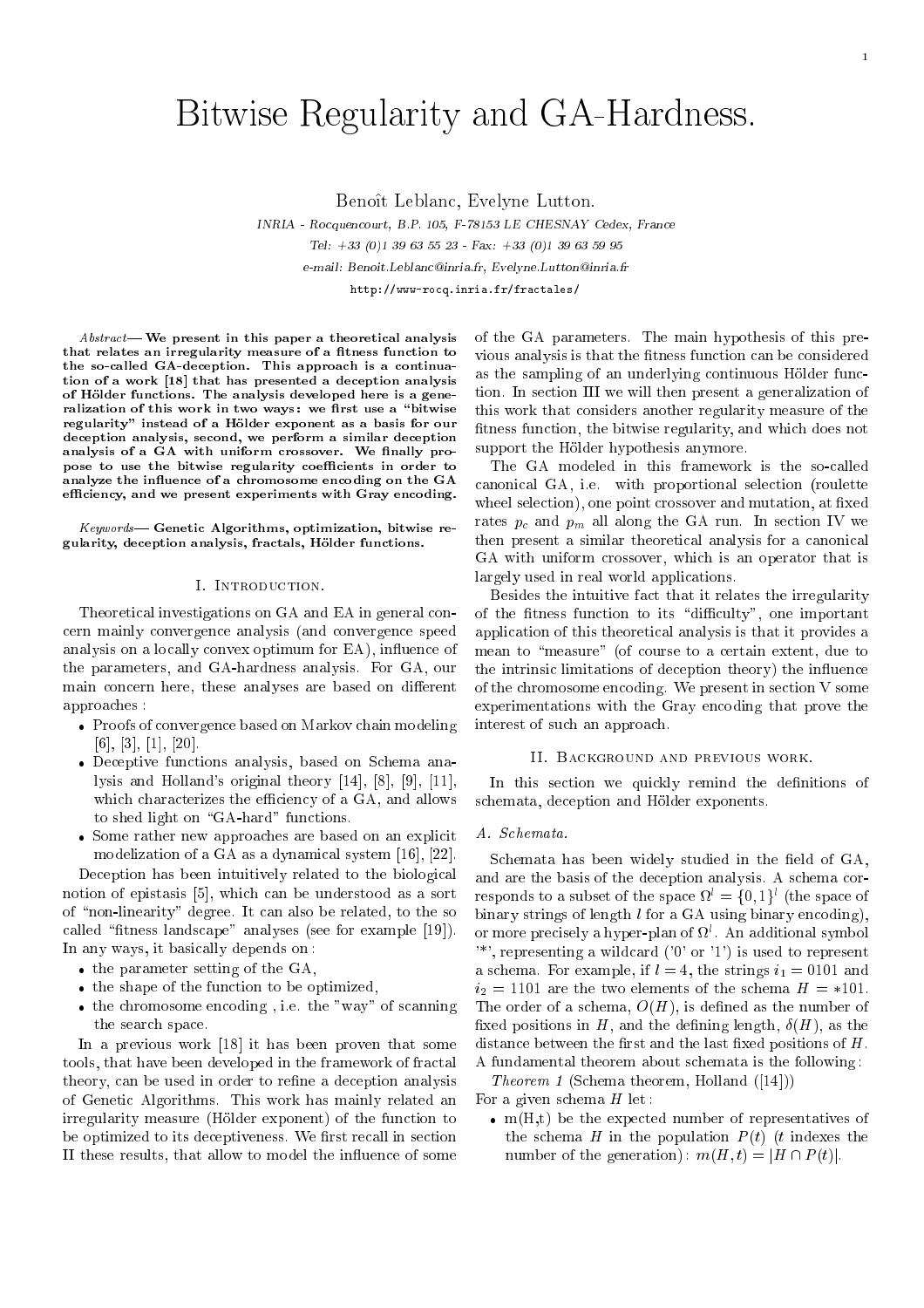# Bitwise Regularity and GA-Hardness.

Benoît Leblanc, Evelyne Lutton.

*INRIA - Rocquencourt, B.P. 105, F-78153 LE CHESNAY Cedex, France*

*Tel: +33 (0)1 39 63 55 23 - Fax: +33 (0)1 39 63 59 95*

*e-mail: Benoit.Leblanc@inria.fr, Evelyne.Lutton@inria.fr*

http://www-rocq.inria.fr/fractales/

*Abstract*— **We present in this paper a theoretical analysis that relates an irregularity measure of a fitness function to the so-called GA-deception. This approach is a continuation of a work [18] that has presented a deception analysis of Hölder functions. The analysis developed here is a generalization of this work in two ways: we first use a "bitwise regularity" instead of a Hölder exponent as a basis for our deception analysis, second, we perform a similar deception analysis of a GA with uniform crossover. We finally propose to use the bitwise regularity coefficients in order to analyze the influence of a chromosome encoding on the GA efficiency, and we present experiments with Gray encoding.**

*Keywords*— **Genetic Algorithms, optimization, bitwise regularity, deception analysis, fractals, Hölder functions.**

## I. Introduction.

Theoretical investigations on GA and EA in general concern mainly convergence analysis (and convergence speed analysis on a locally convex optimum for EA), influence of the parameters, and GA-hardness analysis. For GA, our main concern here, these analyses are based on different approaches :

- Proofs of convergence based on Markov chain modeling [6], [3], [1], [20].
- Deceptive functions analysis, based on Schema analysis and Holland's original theory [14], [8], [9], [11], which characterizes the efficiency of a GA, and allows to shed light on "GA-hard" functions.
- Some rather new approaches are based on an explicit modelization of a GA as a dynamical system [16], [22].

Deception has been intuitively related to the biological notion of epistasis [5], which can be understood as a sort of "non-linearity" degree. It can also be related, to the so called "fitness landscape" analyses (see for example [19]). In any ways, it basically depends on :

- the parameter setting of the GA,
- the shape of the function to be optimized,
- the chromosome encoding , i.e. the "way" of scanning the search space.

In a previous work [18] it has been proven that some tools, that have been developed in the framework of fractal theory, can be used in order to refine a deception analysis of Genetic Algorithms. This work has mainly related an irregularity measure (Hölder exponent) of the function to be optimized to its deceptiveness. We first recall in section II these results, that allow to model the influence of some of the GA parameters. The main hypothesis of this previous analysis is that the fitness function can be considered as the sampling of an underlying continuous Hölder function. In section III we will then present a generalization of this work that considers another regularity measure of the fitness function, the bitwise regularity, and which does not support the Hölder hypothesis anymore.

The GA modeled in this framework is the so-called canonical GA, i.e. with proportional selection (roulette wheel selection), one point crossover and mutation, at fixed rates $p_c$ and $p_m$ all along the GA run. In section IV we then present a similar theoretical analysis for a canonical GA with uniform crossover, which is an operator that is largely used in real world applications.

Besides the intuitive fact that it relates the irregularity of the fitness function to its "difficulty", one important application of this theoretical analysis is that it provides a mean to "measure" (of course to a certain extent, due to the intrinsic limitations of deception theory) the influence of the chromosome encoding. We present in section V some experimentations with the Gray encoding that prove the interest of such an approach.

## II. Background and previous work.

In this section we quickly remind the definitions of schemata, deception and Hölder exponents.

### A. Schemata.

Schemata has been widely studied in the field of GA, and are the basis of the deception analysis. A schema corresponds to a subset of the space $\Omega^l = \{0,1\}^l$ (the space of binary strings of length $l$ for a GA using binary encoding), or more precisely a hyper-plan of $\Omega^l$. An additional symbol '*', representing a wildcard ('0' or '1') is used to represent a schema. For example, if $l = 4$, the strings $i_1 = 0101$ and $i_2 = 1101$ are the two elements of the schema $H = *101$. The order of a schema, $O(H)$, is defined as the number of fixed positions in $H$, and the defining length, $\delta(H)$, as the distance between the first and the last fixed positions of $H$. A fundamental theorem about schemata is the following:

*Theorem 1* (Schema theorem, Holland ([14]))

For a given schema $H$ let :

- m(H,t) be the expected number of representatives of the schema $H$ in the population $P(t)$ ($t$ indexes the number of the generation): $m(H,t) = |H \cap P(t)|$.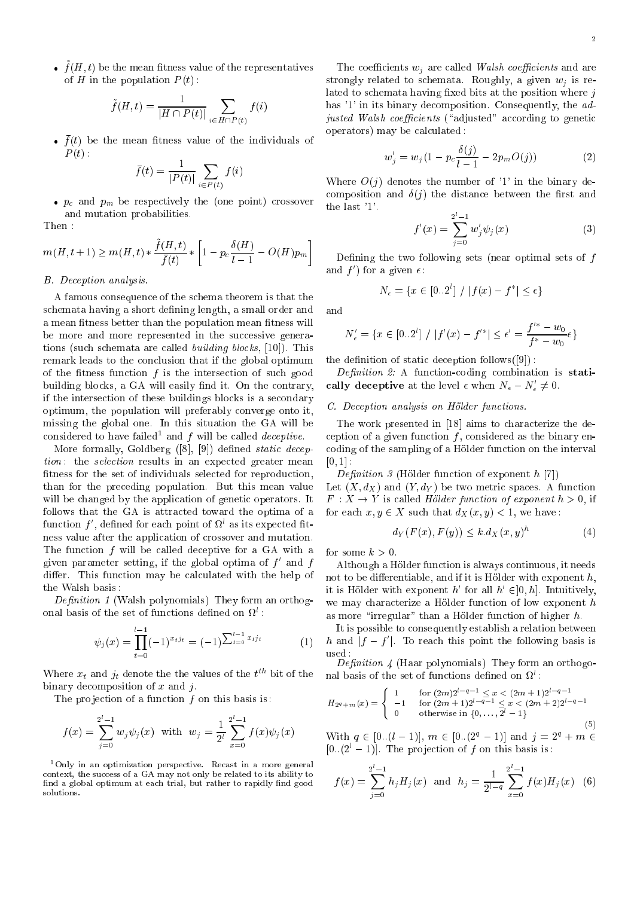- $\tilde{f}(H,t)$ be the mean fitness value of the representatives of $H$ in the population $P(t)$:

$$\tilde{f}(H,t) = \frac{1}{|H \cap P(t)|} \sum_{i \in H \cap P(t)} f(i)$$

- $\bar{f}(t)$ be the mean fitness value of the individuals of $P(t)$:

$$\bar{f}(t) = \frac{1}{|P(t)|} \sum_{i \in P(t)} f(i)$$

- $p_c$ and $p_m$ be respectively the (one point) crossover and mutation probabilities.

Then:

$$m(H, t+1) \geq m(H,t) * \frac{\tilde{f}(H,t)}{\bar{f}(t)} * \left[ 1 - p_c \frac{\delta(H)}{l-1} - O(H) p_m \right]$$

### B. Deception analysis.

A famous consequence of the schema theorem is that the schemata having a short defining length, a small order and a mean fitness better than the population mean fitness will be more and more represented in the successive generations (such schemata are called *building blocks*, [10]). This remark leads to the conclusion that if the global optimum of the fitness function $f$ is the intersection of such good building blocks, a GA will easily find it. On the contrary, if the intersection of these buildings blocks is a secondary optimum, the population will preferably converge onto it, missing the global one. In this situation the GA will be considered to have failed[1] and $f$ will be called *deceptive*.

More formally, Goldberg ([8], [9]) defined *static deception*: the *selection* results in an expected greater mean fitness for the set of individuals selected for reproduction, than for the preceding population. But this mean value will be changed by the application of genetic operators. It follows that the GA is attracted toward the optima of a function $f'$, defined for each point of $\Omega^l$ as its expected fitness value after the application of crossover and mutation. The function $f$ will be called deceptive for a GA with a given parameter setting, if the global optima of $f'$ and $f$ differ. This function may be calculated with the help of the Walsh basis:

*Definition 1* (Walsh polynomials) They form an orthogonal basis of the set of functions defined on $\Omega^l$:

$$\psi_j(x) = \prod_{t=0}^{l-1} (-1)^{x_t j_t} = (-1)^{\sum_{t=0}^{l-1} x_t j_t} \quad (1)$$

Where $x_t$ and $j_t$ denote the the values of the $t^{th}$ bit of the binary decomposition of $x$ and $j$.

The projection of a function $f$ on this basis is:

$$f(x) = \sum_{j=0}^{2^l - 1} w_j \psi_j(x) \quad \text{with} \quad w_j = \frac{1}{2^l} \sum_{x=0}^{2^l-1} f(x) \psi_j(x)$$

[1] Only in an optimization perspective. Recast in a more general context, the success of a GA may not only be related to its ability to find a global optimum at each trial, but rather to rapidly find good solutions.

The coefficients $w_j$ are called *Walsh coefficients* and are strongly related to schemata. Roughly, a given $w_j$ is related to schemata having fixed bits at the position where $j$ has '1' in its binary decomposition. Consequently, the *adjusted Walsh coefficients* ("adjusted" according to genetic operators) may be calculated:

$$w'_j = w_j (1 - p_c \frac{\delta(j)}{l-1} - 2 p_m O(j)) \quad (2)$$

Where $O(j)$ denotes the number of '1' in the binary decomposition and $\delta(j)$ the distance between the first and the last '1'.

$$f'(x) = \sum_{j=0}^{2^l-1} w'_j \psi_j(x) \quad (3)$$

Defining the two following sets (near optimal sets of $f$ and $f'$) for a given $\epsilon$:

$$N_\epsilon = \{x \in [0..2^l] \ / \ |f(x) - f^*| \leq \epsilon\}$$

and

$$N'_\epsilon = \{x \in [0..2^l] \ / \ |f'(x) - f'^*| \leq \epsilon' = \frac{f'^* - w_0}{f^* - w_0} \epsilon\}$$

the definition of static deception follows([9]):

*Definition 2:* A function-coding combination is **statically deceptive** at the level $\epsilon$ when $N_\epsilon - N'_\epsilon \neq 0$.

### C. Deception analysis on Hölder functions.

The work presented in [18] aims to characterize the deception of a given function $f$, considered as the binary encoding of the sampling of a Hölder function on the interval $[0,1]$:

*Definition 3* (Hölder function of exponent $h$ [7])
Let $(X, d_X)$ and $(Y, d_Y)$ be two metric spaces. A function $F : X \to Y$ is called *Hölder function of exponent* $h > 0$, if for each $x, y \in X$ such that $d_X(x,y) < 1$, we have:

$$d_Y(F(x), F(y)) \leq k . d_X(x,y)^h \quad (4)$$

for some $k > 0$.

Although a Hölder function is always continuous, it needs not to be differentiable, and if it is Hölder with exponent $h$, it is Hölder with exponent $h'$ for all $h' \in ]0, h]$. Intuitively, we may characterize a Hölder function of low exponent $h$ as more "irregular" than a Hölder function of higher $h$.

It is possible to consequently establish a relation between $h$ and $|f - f'|$. To reach this point the following basis is used:

*Definition 4* (Haar polynomials) They form an orthogonal basis of the set of functions defined on $\Omega^l$:

$$H_{2^q+m}(x) = \begin{cases} 1 & \text{for } (2m)2^{l-q-1} \leq x < (2m+1)2^{l-q-1} \\ -1 & \text{for } (2m+1)2^{l-q-1} \leq x < (2m+2)2^{l-q-1} \\ 0 & \text{otherwise in } \{0, \ldots, 2^l - 1\} \end{cases} \quad (5)$$

With $q \in [0..(l-1)]$, $m \in [0..(2^q - 1)]$ and $j = 2^q + m \in [0..(2^l - 1)]$. The projection of $f$ on this basis is:

$$f(x) = \sum_{j=0}^{2^l-1} h_j H_j(x) \quad \text{and} \quad h_j = \frac{1}{2^{l-q}} \sum_{x=0}^{2^l-1} f(x) H_j(x) \quad (6)$$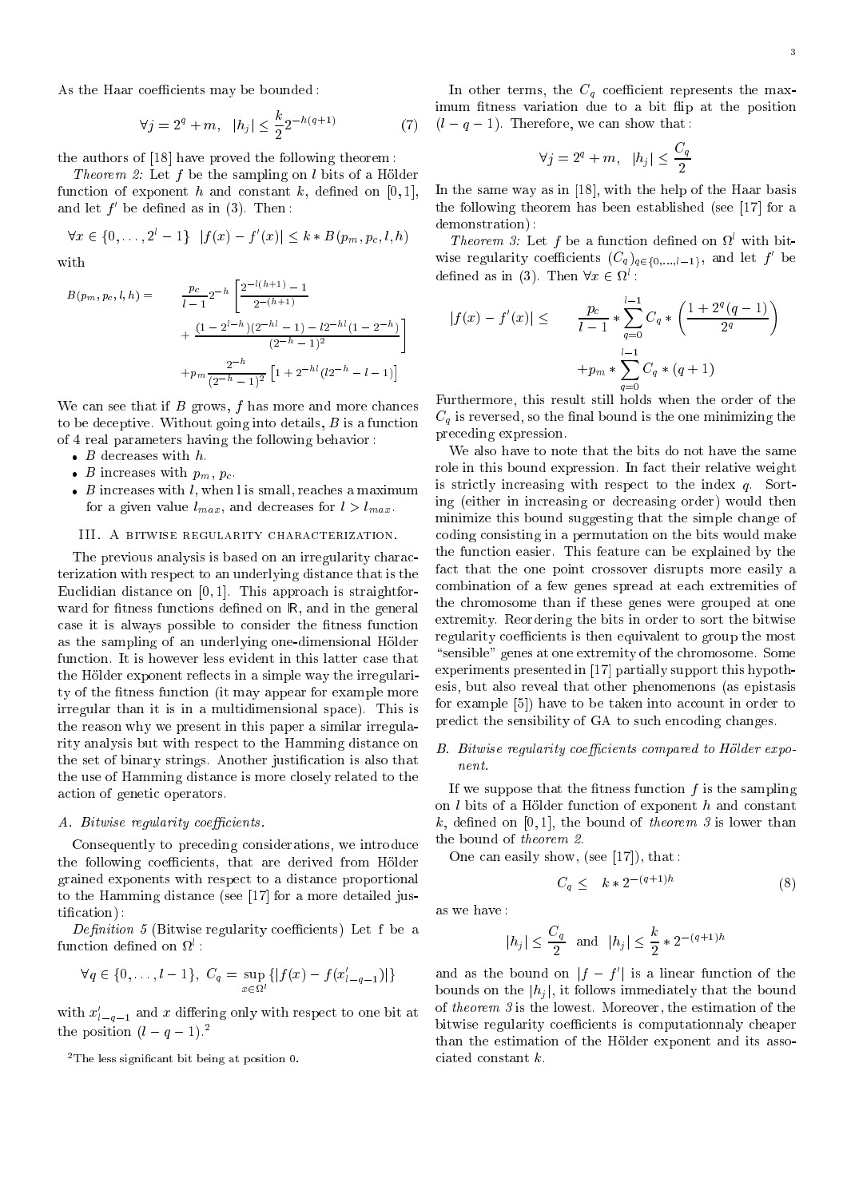As the Haar coefficients may be bounded :

$$\forall j = 2^q + m, \quad |h_j| \leq \frac{k}{2} 2^{-h(q+1)} \tag{7}$$

the authors of [18] have proved the following theorem :

*Theorem 2:* Let $f$ be the sampling on $l$ bits of a Hölder function of exponent $h$ and constant $k$, defined on $[0,1]$, and let $f'$ be defined as in (3). Then :

$$\forall x \in \{0, \ldots, 2^l - 1\} \quad |f(x) - f'(x)| \leq k * B(p_m, p_c, l, h)$$

with

$$\begin{aligned} B(p_m, p_c, l, h) = \quad & \frac{p_c}{l-1} 2^{-h} \left[ \frac{2^{-l(h+1)} - 1}{2^{-(h+1)}} \right. \\ & \left. + \frac{(1 - 2^{l-h})(2^{-hl} - 1) - l 2^{-hl}(1 - 2^{-h})}{(2^{-h} - 1)^2} \right] \\ & + p_m \frac{2^{-h}}{(2^{-h} - 1)^2} \left[ 1 + 2^{-hl}(l 2^{-h} - l - 1) \right] \end{aligned}$$

We can see that if $B$ grows, $f$ has more and more chances to be deceptive. Without going into details, $B$ is a function of 4 real parameters having the following behavior :

- $B$ decreases with $h$.
- $B$ increases with $p_m$, $p_c$.
- $B$ increases with $l$, when l is small, reaches a maximum for a given value $l_{max}$, and decreases for $l > l_{max}$.

## III. A bitwise regularity characterization.

The previous analysis is based on an irregularity characterization with respect to an underlying distance that is the Euclidian distance on $[0,1]$. This approach is straightforward for fitness functions defined on $\mathbb{R}$, and in the general case it is always possible to consider the fitness function as the sampling of an underlying one-dimensional Hölder function. It is however less evident in this latter case that the Hölder exponent reflects in a simple way the irregularity of the fitness function (it may appear for example more irregular than it is in a multidimensional space). This is the reason why we present in this paper a similar irregularity analysis but with respect to the Hamming distance on the set of binary strings. Another justification is also that the use of Hamming distance is more closely related to the action of genetic operators.

### A. Bitwise regularity coefficients.

Consequently to preceding considerations, we introduce the following coefficients, that are derived from Hölder grained exponents with respect to a distance proportional to the Hamming distance (see [17] for a more detailed justification) :

*Definition 5* (Bitwise regularity coefficients) Let f be a function defined on $\Omega^l$ :

$$\forall q \in \{0, \ldots, l-1\}, \; C_q = \sup_{x \in \Omega^l} \{|f(x) - f(x'_{l-q-1})|\}$$

with $x'_{l-q-1}$ and $x$ differing only with respect to one bit at the position $(l-q-1)$.[2]

[2] The less significant bit being at position 0.

In other terms, the $C_q$ coefficient represents the maximum fitness variation due to a bit flip at the position $(l-q-1)$. Therefore, we can show that :

$$\forall j = 2^q + m, \quad |h_j| \leq \frac{C_q}{2}$$

In the same way as in [18], with the help of the Haar basis the following theorem has been established (see [17] for a demonstration) :

*Theorem 3:* Let $f$ be a function defined on $\Omega^l$ with bitwise regularity coefficients $(C_q)_{q \in \{0,\ldots,l-1\}}$, and let $f'$ be defined as in (3). Then $\forall x \in \Omega^l$ :

$$\begin{aligned} |f(x) - f'(x)| \leq \quad & \frac{p_c}{l-1} * \sum_{q=0}^{l-1} C_q * \left( \frac{1 + 2^q(q-1)}{2^q} \right) \\ & + p_m * \sum_{q=0}^{l-1} C_q * (q+1) \end{aligned}$$

Furthermore, this result still holds when the order of the $C_q$ is reversed, so the final bound is the one minimizing the preceding expression.

We also have to note that the bits do not have the same role in this bound expression. In fact their relative weight is strictly increasing with respect to the index $q$. Sorting (either in increasing or decreasing order) would then minimize this bound suggesting that the simple change of coding consisting in a permutation on the bits would make the function easier. This feature can be explained by the fact that the one point crossover disrupts more easily a combination of a few genes spread at each extremities of the chromosome than if these genes were grouped at one extremity. Reordering the bits in order to sort the bitwise regularity coefficients is then equivalent to group the most "sensible" genes at one extremity of the chromosome. Some experiments presented in [17] partially support this hypothesis, but also reveal that other phenomenons (as epistasis for example [5]) have to be taken into account in order to predict the sensibility of GA to such encoding changes.

### B. Bitwise regularity coefficients compared to Hölder exponent.

If we suppose that the fitness function $f$ is the sampling on $l$ bits of a Hölder function of exponent $h$ and constant $k$, defined on $[0,1]$, the bound of *theorem 3* is lower than the bound of *theorem 2*.

One can easily show, (see [17]), that :

$$C_q \leq \quad k * 2^{-(q+1)h} \tag{8}$$

as we have :

$$|h_j| \leq \frac{C_q}{2} \quad \text{and} \quad |h_j| \leq \frac{k}{2} * 2^{-(q+1)h}$$

and as the bound on $|f - f'|$ is a linear function of the bounds on the $|h_j|$, it follows immediately that the bound of *theorem 3* is the lowest. Moreover, the estimation of the bitwise regularity coefficients is computationnaly cheaper than the estimation of the Hölder exponent and its associated constant $k$.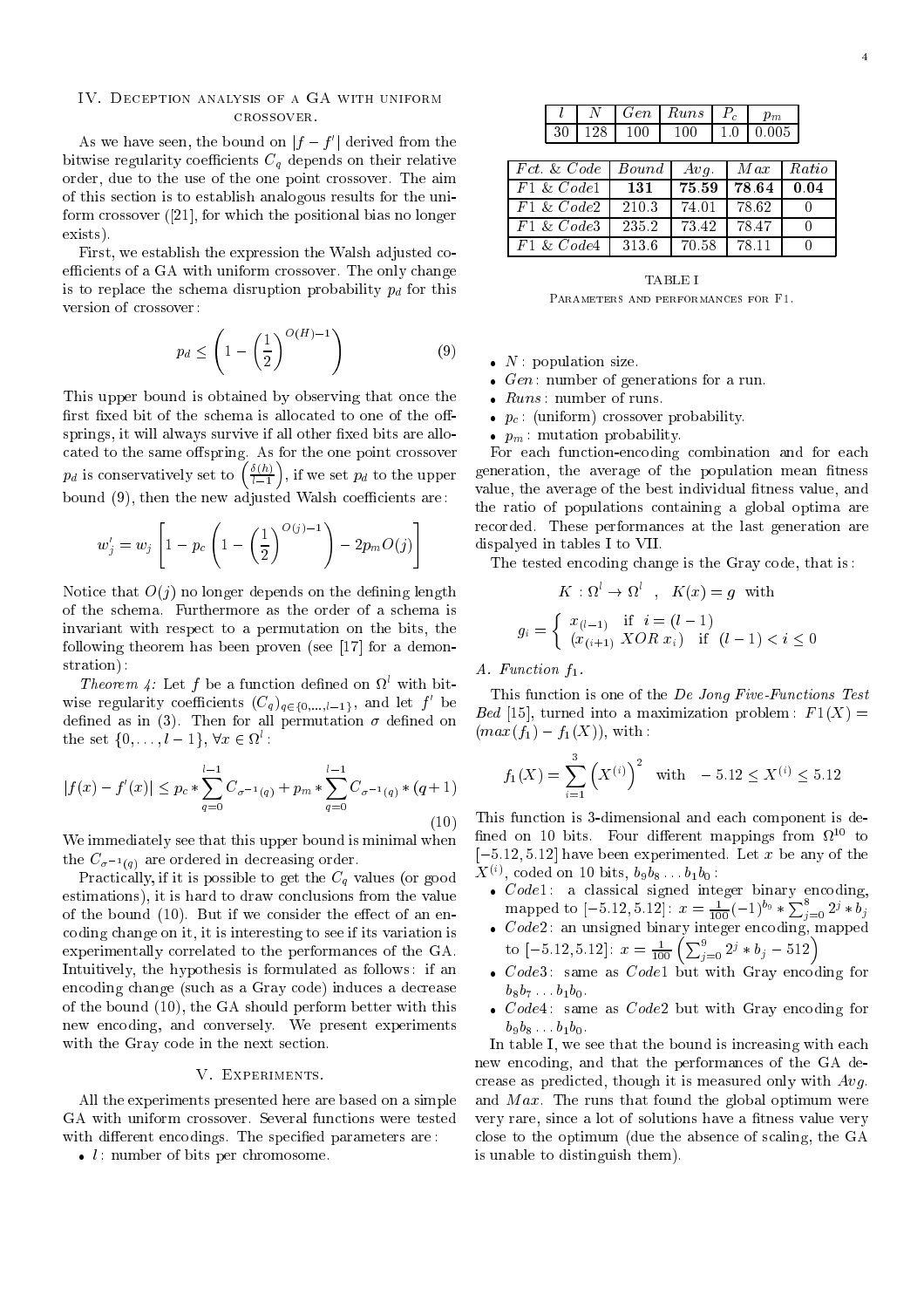## IV. Deception analysis of a GA with uniform crossover.

As we have seen, the bound on $|f - f'|$ derived from the bitwise regularity coefficients $C_q$ depends on their relative order, due to the use of the one point crossover. The aim of this section is to establish analogous results for the uniform crossover ([21], for which the positional bias no longer exists).

First, we establish the expression the Walsh adjusted coefficients of a GA with uniform crossover. The only change is to replace the schema disruption probability $p_d$ for this version of crossover:

$$p_d \leq \left(1 - \left(\frac{1}{2}\right)^{O(H)-1}\right) \tag{9}$$

This upper bound is obtained by observing that once the first fixed bit of the schema is allocated to one of the offsprings, it will always survive if all other fixed bits are allocated to the same offspring. As for the one point crossover $p_d$ is conservatively set to $\left(\frac{\delta(h)}{l-1}\right)$, if we set $p_d$ to the upper bound (9), then the new adjusted Walsh coefficients are:

$$w'_j = w_j \left[1 - p_c\left(1 - \left(\frac{1}{2}\right)^{O(j)-1}\right) - 2p_m O(j)\right]$$

Notice that $O(j)$ no longer depends on the defining length of the schema. Furthermore as the order of a schema is invariant with respect to a permutation on the bits, the following theorem has been proven (see [17] for a demonstration):

*Theorem 4:* Let $f$ be a function defined on $\Omega^l$ with bitwise regularity coefficients $(C_q)_{q \in \{0,\ldots,l-1\}}$, and let $f'$ be defined as in (3). Then for all permutation $\sigma$ defined on the set $\{0, \ldots, l-1\}$, $\forall x \in \Omega^l$:

$$|f(x) - f'(x)| \leq p_c * \sum_{q=0}^{l-1} C_{\sigma^{-1}(q)} + p_m * \sum_{q=0}^{l-1} C_{\sigma^{-1}(q)} * (q+1) \tag{10}$$

We immediately see that this upper bound is minimal when the $C_{\sigma^{-1}(q)}$ are ordered in decreasing order.

Practically, if it is possible to get the $C_q$ values (or good estimations), it is hard to draw conclusions from the value of the bound (10). But if we consider the effect of an encoding change on it, it is interesting to see if its variation is experimentally correlated to the performances of the GA. Intuitively, the hypothesis is formulated as follows: if an encoding change (such as a Gray code) induces a decrease of the bound (10), the GA should perform better with this new encoding, and conversely. We present experiments with the Gray code in the next section.

## V. Experiments.

All the experiments presented here are based on a simple GA with uniform crossover. Several functions were tested with different encodings. The specified parameters are:

- $l$: number of bits per chromosome.
- $N$: population size.
- $Gen$: number of generations for a run.
- $Runs$: number of runs.
- $p_c$: (uniform) crossover probability.
- $p_m$: mutation probability.

| $l$ | $N$ | $Gen$ | $Runs$ | $P_c$ | $p_m$ |
|---|---|---|---|---|---|
| 30 | 128 | 100 | 100 | 1.0 | 0.005 |

| $Fct.$ & $Code$ | $Bound$ | $Avg.$ | $Max$ | $Ratio$ |
|---|---|---|---|---|
| $F1$ & $Code1$ | **131** | **75.59** | **78.64** | **0.04** |
| $F1$ & $Code2$ | 210.3 | 74.01 | 78.62 | 0 |
| $F1$ & $Code3$ | 235.2 | 73.42 | 78.47 | 0 |
| $F1$ & $Code4$ | 313.6 | 70.58 | 78.11 | 0 |

TABLE I
Parameters and performances for F1.

For each function-encoding combination and for each generation, the average of the population mean fitness value, the average of the best individual fitness value, and the ratio of populations containing a global optima are recorded. These performances at the last generation are dispalyed in tables I to VII.

The tested encoding change is the Gray code, that is:

$$K : \Omega^l \to \Omega^l \quad , \quad K(x) = g \quad \text{with}$$

$$g_i = \begin{cases} x_{(l-1)} & \text{if } i = (l-1) \\ (x_{(i+1)} \ XOR \ x_i) & \text{if } (l-1) < i \leq 0 \end{cases}$$

### A. Function $f_1$.

This function is one of the *De Jong Five-Functions Test Bed* [15], turned into a maximization problem: $F1(X) = (max(f_1) - f_1(X))$, with:

$$f_1(X) = \sum_{i=1}^{3} \left(X^{(i)}\right)^2 \quad \text{with} \quad -5.12 \leq X^{(i)} \leq 5.12$$

This function is 3-dimensional and each component is defined on 10 bits. Four different mappings from $\Omega^{10}$ to $[-5.12, 5.12]$ have been experimented. Let $x$ be any of the $X^{(i)}$, coded on 10 bits, $b_9 b_8 \ldots b_1 b_0$:

- $Code1$: a classical signed integer binary encoding, mapped to $[-5.12, 5.12]$: $x = \frac{1}{100}(-1)^{b_9} * \sum_{j=0}^{8} 2^j * b_j$
- $Code2$: an unsigned binary integer encoding, mapped to $[-5.12, 5.12]$: $x = \frac{1}{100}\left(\sum_{j=0}^{9} 2^j * b_j - 512\right)$
- $Code3$: same as $Code1$ but with Gray encoding for $b_8 b_7 \ldots b_1 b_0$.
- $Code4$: same as $Code2$ but with Gray encoding for $b_9 b_8 \ldots b_1 b_0$.

In table I, we see that the bound is increasing with each new encoding, and that the performances of the GA decrease as predicted, though it is measured only with $Avg.$ and $Max$. The runs that found the global optimum were very rare, since a lot of solutions have a fitness value very close to the optimum (due the absence of scaling, the GA is unable to distinguish them).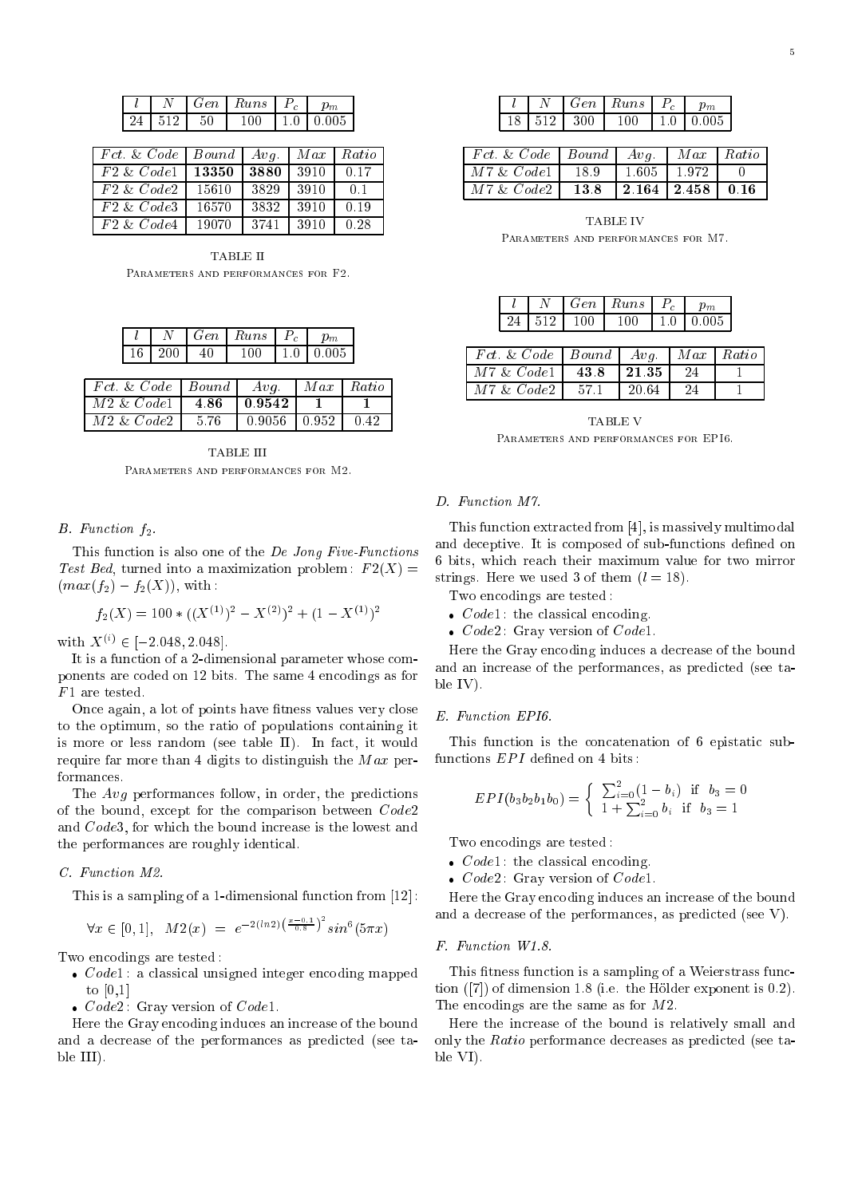| $l$ | $N$ | $Gen$ | $Runs$ | $P_c$ | $p_m$ |
|---|---|---|---|---|---|
| 24 | 512 | 50 | 100 | 1.0 | 0.005 |

| $Fct.$ & $Code$ | $Bound$ | $Avg.$ | $Max$ | $Ratio$ |
|---|---|---|---|---|
| $F2$ & $Code1$ | **13350** | **3880** | 3910 | 0.17 |
| $F2$ & $Code2$ | 15610 | 3829 | 3910 | 0.1 |
| $F2$ & $Code3$ | 16570 | 3832 | 3910 | 0.19 |
| $F2$ & $Code4$ | 19070 | 3741 | 3910 | 0.28 |

TABLE II
Parameters and performances for F2.

| $l$ | $N$ | $Gen$ | $Runs$ | $P_c$ | $p_m$ |
|---|---|---|---|---|---|
| 16 | 200 | 40 | 100 | 1.0 | 0.005 |

| $Fct.$ & $Code$ | $Bound$ | $Avg.$ | $Max$ | $Ratio$ |
|---|---|---|---|---|
| $M2$ & $Code1$ | **4.86** | **0.9542** | **1** | **1** |
| $M2$ & $Code2$ | 5.76 | 0.9056 | 0.952 | 0.42 |

TABLE III
Parameters and performances for M2.

### B. Function $f_2$.

This function is also one of the *De Jong Five-Functions Test Bed*, turned into a maximization problem: $F2(X) = (max(f_2) - f_2(X))$, with:

$$f_2(X) = 100 * ((X^{(1)})^2 - X^{(2)})^2 + (1 - X^{(1)})^2$$

with $X^{(i)} \in [-2.048, 2.048]$.

It is a function of a 2-dimensional parameter whose components are coded on 12 bits. The same 4 encodings as for $F1$ are tested.

Once again, a lot of points have fitness values very close to the optimum, so the ratio of populations containing it is more or less random (see table II). In fact, it would require far more than 4 digits to distinguish the $Max$ performances.

The $Avg$ performances follow, in order, the predictions of the bound, except for the comparison between $Code2$ and $Code3$, for which the bound increase is the lowest and the performances are roughly identical.

### C. Function M2.

This is a sampling of a 1-dimensional function from [12]:

$$\forall x \in [0,1], \quad M2(x) = e^{-2(ln 2)\left(\frac{x-0.1}{0.8}\right)^2} sin^6(5\pi x)$$

Two encodings are tested:

- $Code1$: a classical unsigned integer encoding mapped to [0,1]
- $Code2$: Gray version of $Code1$.

Here the Gray encoding induces an increase of the bound and a decrease of the performances as predicted (see table III).

| $l$ | $N$ | $Gen$ | $Runs$ | $P_c$ | $p_m$ |
|---|---|---|---|---|---|
| 18 | 512 | 300 | 100 | 1.0 | 0.005 |

| $Fct.$ & $Code$ | $Bound$ | $Avg.$ | $Max$ | $Ratio$ |
|---|---|---|---|---|
| $M7$ & $Code1$ | 18.9 | 1.605 | 1.972 | 0 |
| $M7$ & $Code2$ | **13.8** | **2.164** | **2.458** | **0.16** |

TABLE IV
Parameters and performances for M7.

| $l$ | $N$ | $Gen$ | $Runs$ | $P_c$ | $p_m$ |
|---|---|---|---|---|---|
| 24 | 512 | 100 | 100 | 1.0 | 0.005 |

| $Fct.$ & $Code$ | $Bound$ | $Avg.$ | $Max$ | $Ratio$ |
|---|---|---|---|---|
| $M7$ & $Code1$ | **43.8** | **21.35** | 24 | 1 |
| $M7$ & $Code2$ | 57.1 | 20.64 | 24 | 1 |

TABLE V
Parameters and performances for EPI6.

### D. Function M7.

This function extracted from [4], is massively multimodal and deceptive. It is composed of sub-functions defined on 6 bits, which reach their maximum value for two mirror strings. Here we used 3 of them ($l = 18$).

Two encodings are tested:

- $Code1$: the classical encoding.
- $Code2$: Gray version of $Code1$.

Here the Gray encoding induces a decrease of the bound and an increase of the performances, as predicted (see table IV).

### E. Function EPI6.

This function is the concatenation of 6 epistatic sub-functions $EPI$ defined on 4 bits:

$$EPI(b_3 b_2 b_1 b_0) = \begin{cases} \sum_{i=0}^{2}(1 - b_i) & \text{if } b_3 = 0 \\ 1 + \sum_{i=0}^{2} b_i & \text{if } b_3 = 1 \end{cases}$$

Two encodings are tested:

- $Code1$: the classical encoding.
- $Code2$: Gray version of $Code1$.

Here the Gray encoding induces an increase of the bound and a decrease of the performances, as predicted (see V).

### F. Function W1.8.

This fitness function is a sampling of a Weierstrass function ([7]) of dimension 1.8 (i.e. the Hölder exponent is 0.2). The encodings are the same as for $M2$.

Here the increase of the bound is relatively small and only the *Ratio* performance decreases as predicted (see table VI).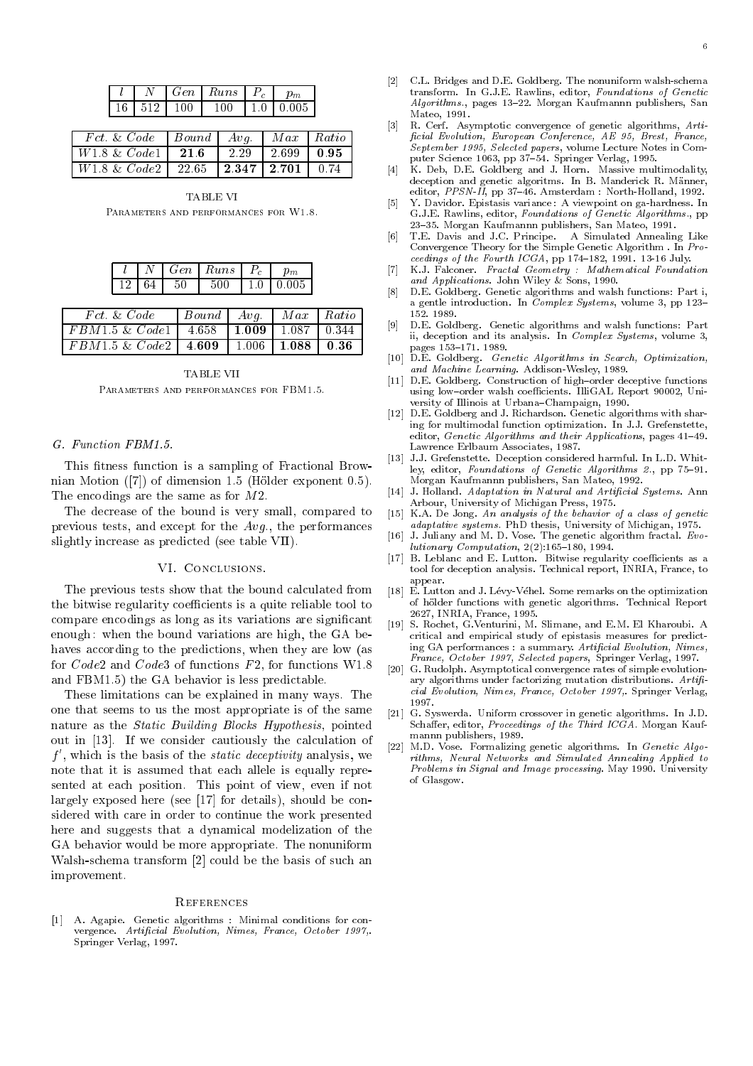| $l$ | $N$ | $Gen$ | $Runs$ | $P_c$ | $p_m$ |
|---|---|---|---|---|---|
| 16 | 512 | 100 | 100 | 1.0 | 0.005 |

| $Fct.$ & $Code$ | $Bound$ | $Avg.$ | $Max$ | $Ratio$ |
|---|---|---|---|---|
| $W1.8$ & $Code1$ | **21.6** | 2.29 | 2.699 | **0.95** |
| $W1.8$ & $Code2$ | 22.65 | **2.347** | **2.701** | 0.74 |

TABLE VI

Parameters and performances for W1.8.

| $l$ | $N$ | $Gen$ | $Runs$ | $P_c$ | $p_m$ |
|---|---|---|---|---|---|
| 12 | 64 | 50 | 500 | 1.0 | 0.005 |

| $Fct.$ & $Code$ | $Bound$ | $Avg.$ | $Max$ | $Ratio$ |
|---|---|---|---|---|
| $FBM1.5$ & $Code1$ | 4.658 | **1.009** | 1.087 | 0.344 |
| $FBM1.5$ & $Code2$ | **4.609** | 1.006 | **1.088** | **0.36** |

TABLE VII

Parameters and performances for FBM1.5.

### G. Function FBM1.5.

This fitness function is a sampling of Fractional Brownian Motion ([7]) of dimension 1.5 (Hölder exponent 0.5). The encodings are the same as for $M2$.

The decrease of the bound is very small, compared to previous tests, and except for the $Avg.$, the performances slightly increase as predicted (see table VII).

## VI. Conclusions.

The previous tests show that the bound calculated from the bitwise regularity coefficients is a quite reliable tool to compare encodings as long as its variations are significant enough: when the bound variations are high, the GA behaves according to the predictions, when they are low (as for $Code2$ and $Code3$ of functions $F2$, for functions W1.8 and FBM1.5) the GA behavior is less predictable.

These limitations can be explained in many ways. The one that seems to us the most appropriate is of the same nature as the *Static Building Blocks Hypothesis*, pointed out in [13]. If we consider cautiously the calculation of $f'$, which is the basis of the *static deceptivity* analysis, we note that it is assumed that each allele is equally represented at each position. This point of view, even if not largely exposed here (see [17] for details), should be considered with care in order to continue the work presented here and suggests that a dynamical modelization of the GA behavior would be more appropriate. The nonuniform Walsh-schema transform [2] could be the basis of such an improvement.

## References

[1] A. Agapie. Genetic algorithms : Minimal conditions for convergence. *Artificial Evolution, Nimes, France, October 1997,*. Springer Verlag, 1997.

[2] C.L. Bridges and D.E. Goldberg. The nonuniform walsh-schema transform. In G.J.E. Rawlins, editor, *Foundations of Genetic Algorithms.*, pages 13–22. Morgan Kaufmannn publishers, San Mateo, 1991.

[3] R. Cerf. Asymptotic convergence of genetic algorithms, *Artificial Evolution, European Conference, AE 95, Brest, France, September 1995, Selected papers*, volume Lecture Notes in Computer Science 1063, pp 37–54. Springer Verlag, 1995.

[4] K. Deb, D.E. Goldberg and J. Horn. Massive multimodality, deception and genetic algoritms. In B. Manderick R. Männer, editor, *PPSN-II*, pp 37–46. Amsterdam : North-Holland, 1992.

[5] Y. Davidor. Epistasis variance: A viewpoint on ga-hardness. In G.J.E. Rawlins, editor, *Foundations of Genetic Algorithms.*, pp 23–35. Morgan Kaufmannn publishers, San Mateo, 1991.

[6] T.E. Davis and J.C. Principe. A Simulated Annealing Like Convergence Theory for the Simple Genetic Algorithm . In *Proceedings of the Fourth ICGA*, pp 174–182, 1991. 13-16 July.

[7] K.J. Falconer. *Fractal Geometry : Mathematical Foundation and Applications.* John Wiley & Sons, 1990.

[8] D.E. Goldberg. Genetic algorithms and walsh functions: Part i, a gentle introduction. In *Complex Systems*, volume 3, pp 123–152. 1989.

[9] D.E. Goldberg. Genetic algorithms and walsh functions: Part ii, deception and its analysis. In *Complex Systems*, volume 3, pages 153–171. 1989.

[10] D.E. Goldberg. *Genetic Algorithms in Search, Optimization, and Machine Learning.* Addison-Wesley, 1989.

[11] D.E. Goldberg. Construction of high–order deceptive functions using low–order walsh coefficients. IlliGAL Report 90002, University of Illinois at Urbana–Champaign, 1990.

[12] D.E. Goldberg and J. Richardson. Genetic algorithms with sharing for multimodal function optimization. In J.J. Grefenstette, editor, *Genetic Algorithms and their Applications*, pages 41–49. Lawrence Erlbaum Associates, 1987.

[13] J.J. Grefenstette. Deception considered harmful. In L.D. Whitley, editor, *Foundations of Genetic Algorithms 2.*, pp 75–91. Morgan Kaufmannn publishers, San Mateo, 1992.

[14] J. Holland. *Adaptation in Natural and Artificial Systems.* Ann Arbour, University of Michigan Press, 1975.

[15] K.A. De Jong. *An analysis of the behavior of a class of genetic adaptative systems.* PhD thesis, University of Michigan, 1975.

[16] J. Juliany and M. D. Vose. The genetic algorithm fractal. *Evolutionary Computation*, 2(2):165–180, 1994.

[17] B. Leblanc and E. Lutton. Bitwise regularity coefficients as a tool for deception analysis. Technical report, INRIA, France, to appear.

[18] E. Lutton and J. Lévy-Véhel. Some remarks on the optimization of hölder functions with genetic algorithms. Technical Report 2627, INRIA, France, 1995.

[19] S. Rochet, G.Venturini, M. Slimane, and E.M. El Kharoubi. A critical and empirical study of epistasis measures for predicting GA performances : a summary. *Artificial Evolution, Nimes, France, October 1997, Selected papers*, Springer Verlag, 1997.

[20] G. Rudolph. Asymptotical convergence rates of simple evolutionary algorithms under factorizing mutation distributions. *Artificial Evolution, Nimes, France, October 1997,*. Springer Verlag, 1997.

[21] G. Syswerda. Uniform crossover in genetic algorithms. In J.D. Schaffer, editor, *Proceedings of the Third ICGA.* Morgan Kaufmannn publishers, 1989.

[22] M.D. Vose. Formalizing genetic algorithms. In *Genetic Algorithms, Neural Networks and Simulated Annealing Applied to Problems in Signal and Image processing.* May 1990. University of Glasgow.